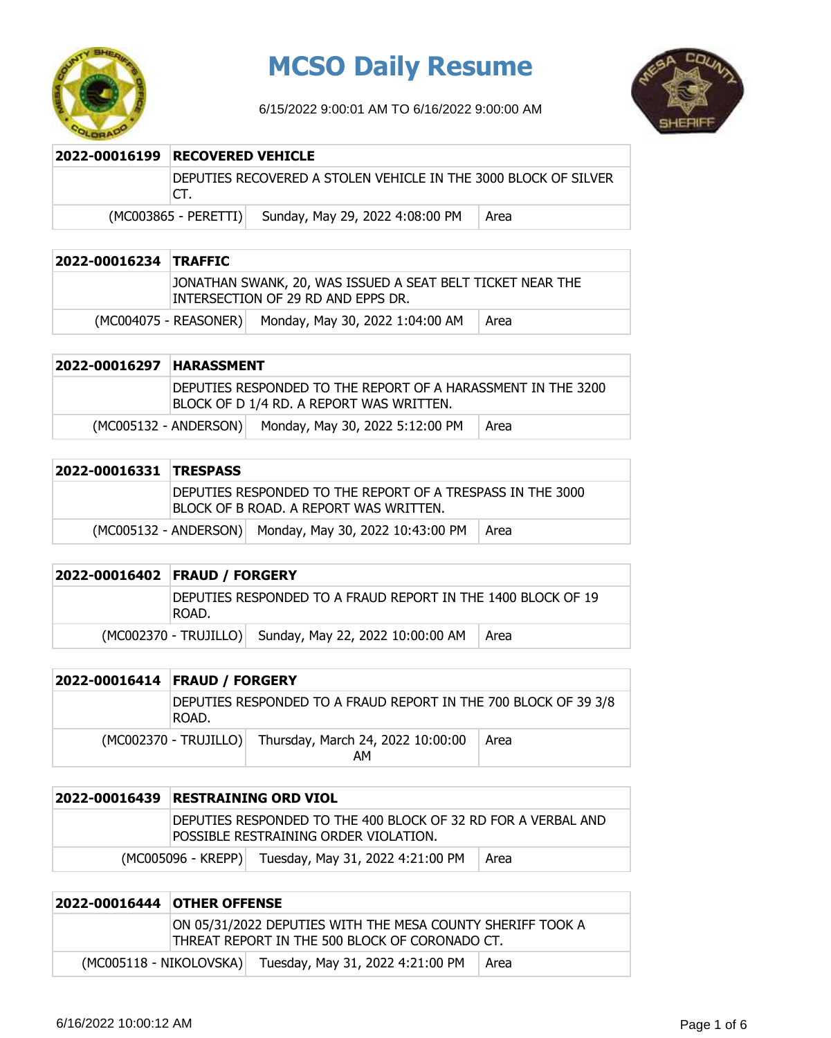# MCSO Daily Resume

6/15/2022 9:00:01 AM TO 6/16/2022 9:00:00 AM

| 2022-00016199 | RECOVERED VEHICLE | |
|---|---|---|
| | DEPUTIES RECOVERED A STOLEN VEHICLE IN THE 3000 BLOCK OF SILVER CT. | |
| (MC003865 - PERETTI) | Sunday, May 29, 2022 4:08:00 PM | Area |

| 2022-00016234 | TRAFFIC | |
|---|---|---|
| | JONATHAN SWANK, 20, WAS ISSUED A SEAT BELT TICKET NEAR THE INTERSECTION OF 29 RD AND EPPS DR. | |
| (MC004075 - REASONER) | Monday, May 30, 2022 1:04:00 AM | Area |

| 2022-00016297 | HARASSMENT | |
|---|---|---|
| | DEPUTIES RESPONDED TO THE REPORT OF A HARASSMENT IN THE 3200 BLOCK OF D 1/4 RD. A REPORT WAS WRITTEN. | |
| (MC005132 - ANDERSON) | Monday, May 30, 2022 5:12:00 PM | Area |

| 2022-00016331 | TRESPASS | |
|---|---|---|
| | DEPUTIES RESPONDED TO THE REPORT OF A TRESPASS IN THE 3000 BLOCK OF B ROAD. A REPORT WAS WRITTEN. | |
| (MC005132 - ANDERSON) | Monday, May 30, 2022 10:43:00 PM | Area |

| 2022-00016402 | FRAUD / FORGERY | |
|---|---|---|
| | DEPUTIES RESPONDED TO A FRAUD REPORT IN THE 1400 BLOCK OF 19 ROAD. | |
| (MC002370 - TRUJILLO) | Sunday, May 22, 2022 10:00:00 AM | Area |

| 2022-00016414 | FRAUD / FORGERY | |
|---|---|---|
| | DEPUTIES RESPONDED TO A FRAUD REPORT IN THE 700 BLOCK OF 39 3/8 ROAD. | |
| (MC002370 - TRUJILLO) | Thursday, March 24, 2022 10:00:00 AM | Area |

| 2022-00016439 | RESTRAINING ORD VIOL | |
|---|---|---|
| | DEPUTIES RESPONDED TO THE 400 BLOCK OF 32 RD FOR A VERBAL AND POSSIBLE RESTRAINING ORDER VIOLATION. | |
| (MC005096 - KREPP) | Tuesday, May 31, 2022 4:21:00 PM | Area |

| 2022-00016444 | OTHER OFFENSE | |
|---|---|---|
| | ON 05/31/2022 DEPUTIES WITH THE MESA COUNTY SHERIFF TOOK A THREAT REPORT IN THE 500 BLOCK OF CORONADO CT. | |
| (MC005118 - NIKOLOVSKA) | Tuesday, May 31, 2022 4:21:00 PM | Area |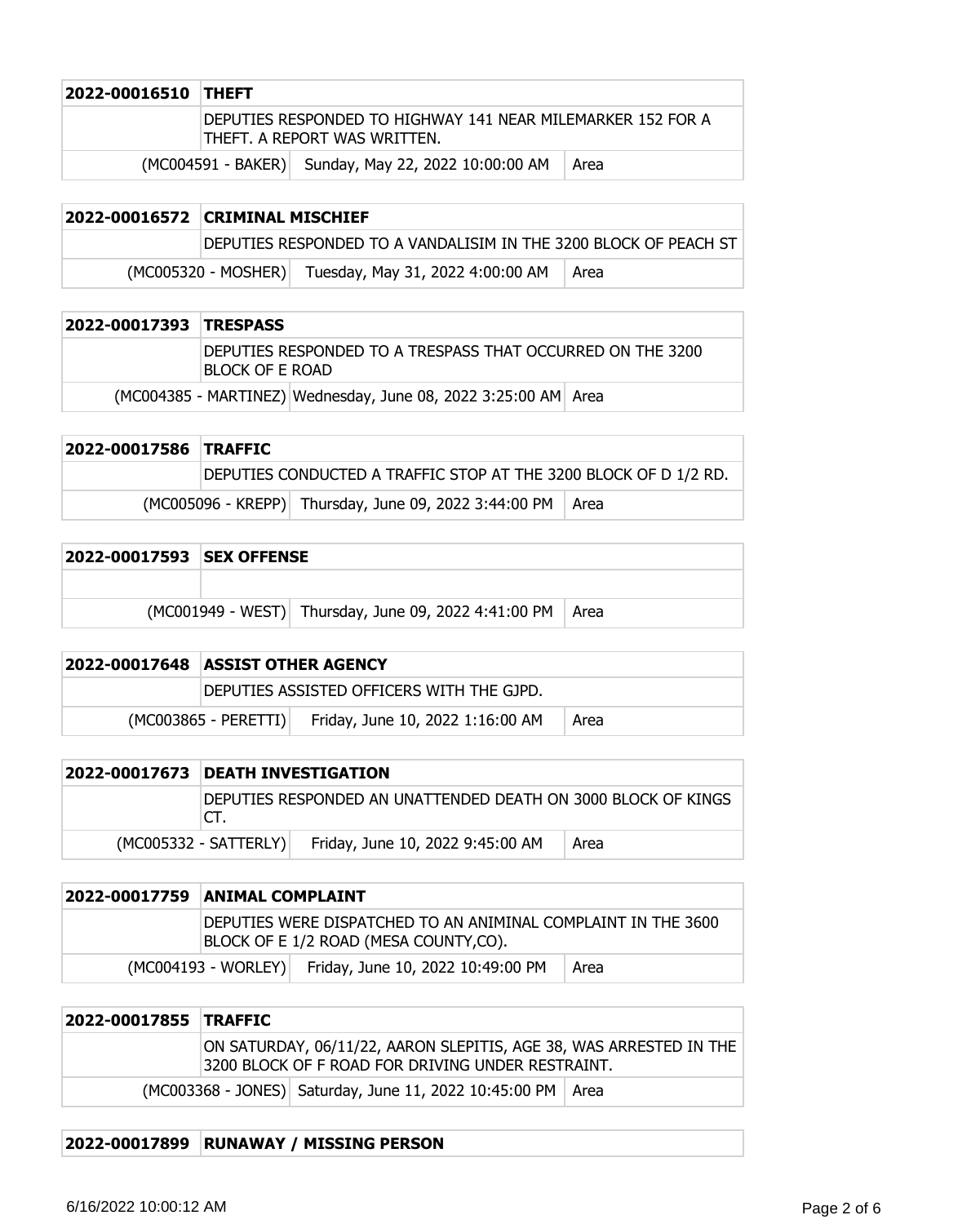| 2022-00016510 | THEFT | |
|---|---|---|
| | DEPUTIES RESPONDED TO HIGHWAY 141 NEAR MILEMARKER 152 FOR A THEFT. A REPORT WAS WRITTEN. | |
| (MC004591 - BAKER) | Sunday, May 22, 2022 10:00:00 AM | Area |

| 2022-00016572 | CRIMINAL MISCHIEF | |
|---|---|---|
| | DEPUTIES RESPONDED TO A VANDALISIM IN THE 3200 BLOCK OF PEACH ST | |
| (MC005320 - MOSHER) | Tuesday, May 31, 2022 4:00:00 AM | Area |

| 2022-00017393 | TRESPASS | |
|---|---|---|
| | DEPUTIES RESPONDED TO A TRESPASS THAT OCCURRED ON THE 3200 BLOCK OF E ROAD | |
| (MC004385 - MARTINEZ) | Wednesday, June 08, 2022 3:25:00 AM | Area |

| 2022-00017586 | TRAFFIC | |
|---|---|---|
| | DEPUTIES CONDUCTED A TRAFFIC STOP AT THE 3200 BLOCK OF D 1/2 RD. | |
| (MC005096 - KREPP) | Thursday, June 09, 2022 3:44:00 PM | Area |

| 2022-00017593 | SEX OFFENSE | |
|---|---|---|
| | | |
| (MC001949 - WEST) | Thursday, June 09, 2022 4:41:00 PM | Area |

| 2022-00017648 | ASSIST OTHER AGENCY | |
|---|---|---|
| | DEPUTIES ASSISTED OFFICERS WITH THE GJPD. | |
| (MC003865 - PERETTI) | Friday, June 10, 2022 1:16:00 AM | Area |

| 2022-00017673 | DEATH INVESTIGATION | |
|---|---|---|
| | DEPUTIES RESPONDED AN UNATTENDED DEATH ON 3000 BLOCK OF KINGS CT. | |
| (MC005332 - SATTERLY) | Friday, June 10, 2022 9:45:00 AM | Area |

| 2022-00017759 | ANIMAL COMPLAINT | |
|---|---|---|
| | DEPUTIES WERE DISPATCHED TO AN ANIMINAL COMPLAINT IN THE 3600 BLOCK OF E 1/2 ROAD (MESA COUNTY,CO). | |
| (MC004193 - WORLEY) | Friday, June 10, 2022 10:49:00 PM | Area |

| 2022-00017855 | TRAFFIC | |
|---|---|---|
| | ON SATURDAY, 06/11/22, AARON SLEPITIS, AGE 38, WAS ARRESTED IN THE 3200 BLOCK OF F ROAD FOR DRIVING UNDER RESTRAINT. | |
| (MC003368 - JONES) | Saturday, June 11, 2022 10:45:00 PM | Area |

| 2022-00017899 | RUNAWAY / MISSING PERSON |
|---|---|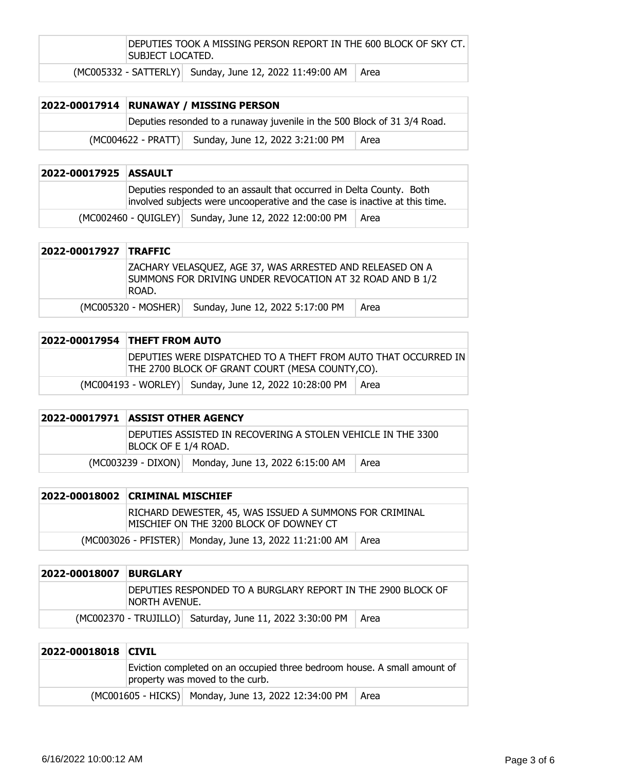| | | |
|---|---|---|
| | DEPUTIES TOOK A MISSING PERSON REPORT IN THE 600 BLOCK OF SKY CT. SUBJECT LOCATED. | |
| (MC005332 - SATTERLY) | Sunday, June 12, 2022 11:49:00 AM | Area |

| 2022-00017914 | RUNAWAY / MISSING PERSON | |
|---|---|---|
| | Deputies resonded to a runaway juvenile in the 500 Block of 31 3/4 Road. | |
| (MC004622 - PRATT) | Sunday, June 12, 2022 3:21:00 PM | Area |

| 2022-00017925 | ASSAULT | |
|---|---|---|
| | Deputies responded to an assault that occurred in Delta County. Both involved subjects were uncooperative and the case is inactive at this time. | |
| (MC002460 - QUIGLEY) | Sunday, June 12, 2022 12:00:00 PM | Area |

| 2022-00017927 | TRAFFIC | |
|---|---|---|
| | ZACHARY VELASQUEZ, AGE 37, WAS ARRESTED AND RELEASED ON A SUMMONS FOR DRIVING UNDER REVOCATION AT 32 ROAD AND B 1/2 ROAD. | |
| (MC005320 - MOSHER) | Sunday, June 12, 2022 5:17:00 PM | Area |

| 2022-00017954 | THEFT FROM AUTO | |
|---|---|---|
| | DEPUTIES WERE DISPATCHED TO A THEFT FROM AUTO THAT OCCURRED IN THE 2700 BLOCK OF GRANT COURT (MESA COUNTY,CO). | |
| (MC004193 - WORLEY) | Sunday, June 12, 2022 10:28:00 PM | Area |

| 2022-00017971 | ASSIST OTHER AGENCY | |
|---|---|---|
| | DEPUTIES ASSISTED IN RECOVERING A STOLEN VEHICLE IN THE 3300 BLOCK OF E 1/4 ROAD. | |
| (MC003239 - DIXON) | Monday, June 13, 2022 6:15:00 AM | Area |

| 2022-00018002 | CRIMINAL MISCHIEF | |
|---|---|---|
| | RICHARD DEWESTER, 45, WAS ISSUED A SUMMONS FOR CRIMINAL MISCHIEF ON THE 3200 BLOCK OF DOWNEY CT | |
| (MC003026 - PFISTER) | Monday, June 13, 2022 11:21:00 AM | Area |

| 2022-00018007 | BURGLARY | |
|---|---|---|
| | DEPUTIES RESPONDED TO A BURGLARY REPORT IN THE 2900 BLOCK OF NORTH AVENUE. | |
| (MC002370 - TRUJILLO) | Saturday, June 11, 2022 3:30:00 PM | Area |

| 2022-00018018 | CIVIL | |
|---|---|---|
| | Eviction completed on an occupied three bedroom house. A small amount of property was moved to the curb. | |
| (MC001605 - HICKS) | Monday, June 13, 2022 12:34:00 PM | Area |

6/16/2022 10:00:12 AM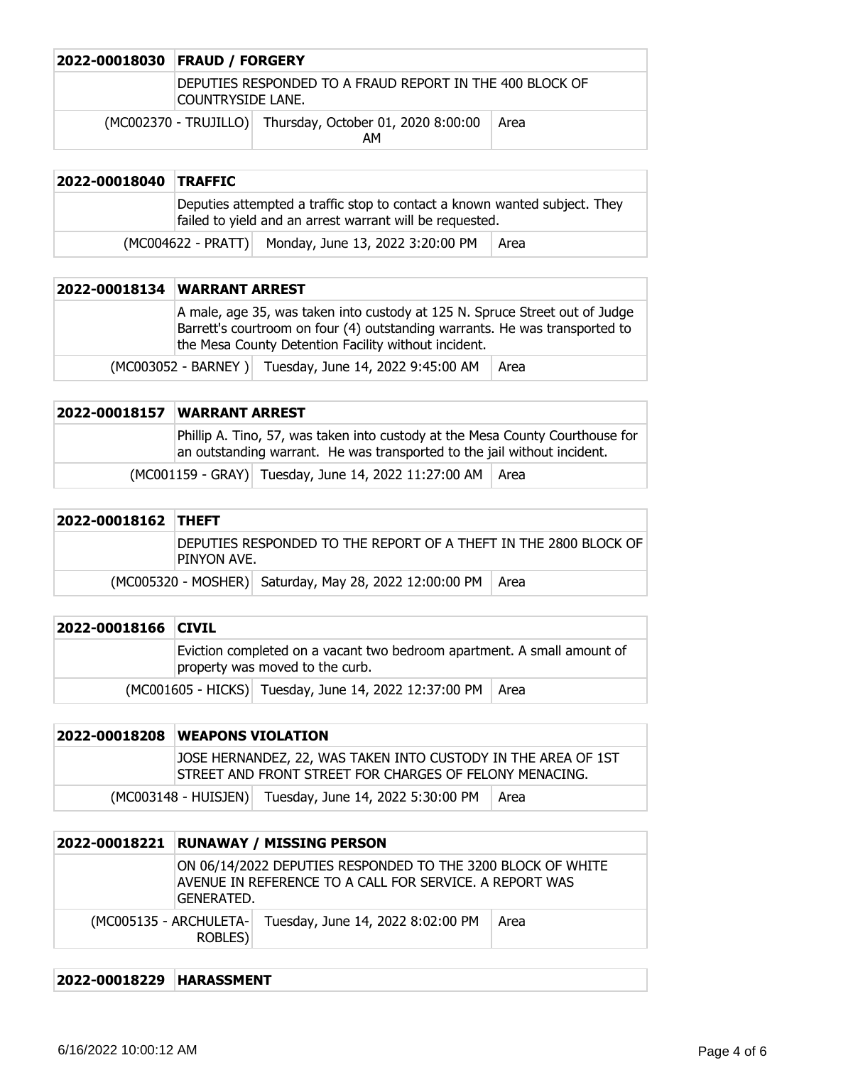| 2022-00018030 | FRAUD / FORGERY | |
|---|---|---|
| | DEPUTIES RESPONDED TO A FRAUD REPORT IN THE 400 BLOCK OF COUNTRYSIDE LANE. | |
| (MC002370 - TRUJILLO) | Thursday, October 01, 2020 8:00:00 AM | Area |

| 2022-00018040 | TRAFFIC | |
|---|---|---|
| | Deputies attempted a traffic stop to contact a known wanted subject. They failed to yield and an arrest warrant will be requested. | |
| (MC004622 - PRATT) | Monday, June 13, 2022 3:20:00 PM | Area |

| 2022-00018134 | WARRANT ARREST | |
|---|---|---|
| | A male, age 35, was taken into custody at 125 N. Spruce Street out of Judge Barrett's courtroom on four (4) outstanding warrants. He was transported to the Mesa County Detention Facility without incident. | |
| (MC003052 - BARNEY ) | Tuesday, June 14, 2022 9:45:00 AM | Area |

| 2022-00018157 | WARRANT ARREST | |
|---|---|---|
| | Phillip A. Tino, 57, was taken into custody at the Mesa County Courthouse for an outstanding warrant. He was transported to the jail without incident. | |
| (MC001159 - GRAY) | Tuesday, June 14, 2022 11:27:00 AM | Area |

| 2022-00018162 | THEFT | |
|---|---|---|
| | DEPUTIES RESPONDED TO THE REPORT OF A THEFT IN THE 2800 BLOCK OF PINYON AVE. | |
| (MC005320 - MOSHER) | Saturday, May 28, 2022 12:00:00 PM | Area |

| 2022-00018166 | CIVIL | |
|---|---|---|
| | Eviction completed on a vacant two bedroom apartment. A small amount of property was moved to the curb. | |
| (MC001605 - HICKS) | Tuesday, June 14, 2022 12:37:00 PM | Area |

| 2022-00018208 | WEAPONS VIOLATION | |
|---|---|---|
| | JOSE HERNANDEZ, 22, WAS TAKEN INTO CUSTODY IN THE AREA OF 1ST STREET AND FRONT STREET FOR CHARGES OF FELONY MENACING. | |
| (MC003148 - HUISJEN) | Tuesday, June 14, 2022 5:30:00 PM | Area |

| 2022-00018221 | RUNAWAY / MISSING PERSON | |
|---|---|---|
| | ON 06/14/2022 DEPUTIES RESPONDED TO THE 3200 BLOCK OF WHITE AVENUE IN REFERENCE TO A CALL FOR SERVICE. A REPORT WAS GENERATED. | |
| (MC005135 - ARCHULETA-ROBLES) | Tuesday, June 14, 2022 8:02:00 PM | Area |

| 2022-00018229 | HARASSMENT |
|---|---|

6/16/2022 10:00:12 AM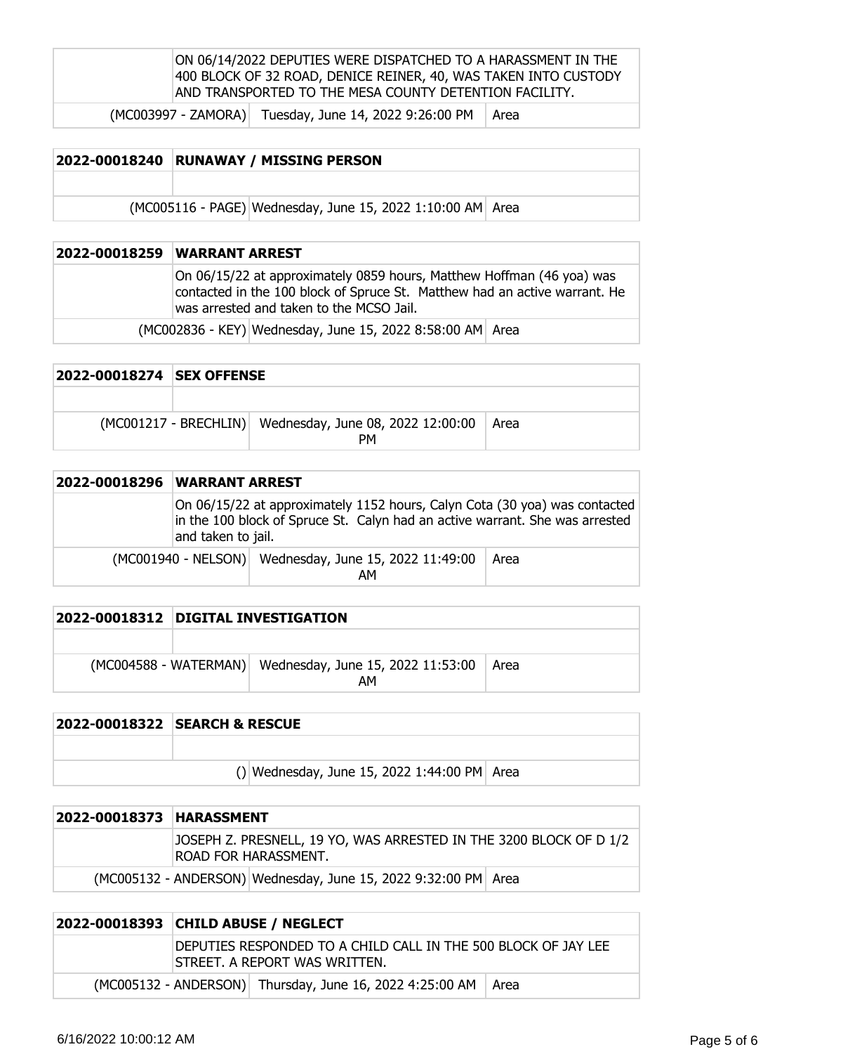| | ON 06/14/2022 DEPUTIES WERE DISPATCHED TO A HARASSMENT IN THE 400 BLOCK OF 32 ROAD, DENICE REINER, 40, WAS TAKEN INTO CUSTODY AND TRANSPORTED TO THE MESA COUNTY DETENTION FACILITY. | |
|---|---|---|
| (MC003997 - ZAMORA) | Tuesday, June 14, 2022 9:26:00 PM | Area |

| 2022-00018240 | RUNAWAY / MISSING PERSON | |
|---|---|---|
| | | |
| (MC005116 - PAGE) | Wednesday, June 15, 2022 1:10:00 AM | Area |

| 2022-00018259 | WARRANT ARREST | |
|---|---|---|
| | On 06/15/22 at approximately 0859 hours, Matthew Hoffman (46 yoa) was contacted in the 100 block of Spruce St. Matthew had an active warrant. He was arrested and taken to the MCSO Jail. | |
| (MC002836 - KEY) | Wednesday, June 15, 2022 8:58:00 AM | Area |

| 2022-00018274 | SEX OFFENSE | |
|---|---|---|
| | | |
| (MC001217 - BRECHLIN) | Wednesday, June 08, 2022 12:00:00 PM | Area |

| 2022-00018296 | WARRANT ARREST | |
|---|---|---|
| | On 06/15/22 at approximately 1152 hours, Calyn Cota (30 yoa) was contacted in the 100 block of Spruce St. Calyn had an active warrant. She was arrested and taken to jail. | |
| (MC001940 - NELSON) | Wednesday, June 15, 2022 11:49:00 AM | Area |

| 2022-00018312 | DIGITAL INVESTIGATION | |
|---|---|---|
| | | |
| (MC004588 - WATERMAN) | Wednesday, June 15, 2022 11:53:00 AM | Area |

| 2022-00018322 | SEARCH & RESCUE | |
|---|---|---|
| | | |
| () | Wednesday, June 15, 2022 1:44:00 PM | Area |

| 2022-00018373 | HARASSMENT | |
|---|---|---|
| | JOSEPH Z. PRESNELL, 19 YO, WAS ARRESTED IN THE 3200 BLOCK OF D 1/2 ROAD FOR HARASSMENT. | |
| (MC005132 - ANDERSON) | Wednesday, June 15, 2022 9:32:00 PM | Area |

| 2022-00018393 | CHILD ABUSE / NEGLECT | |
|---|---|---|
| | DEPUTIES RESPONDED TO A CHILD CALL IN THE 500 BLOCK OF JAY LEE STREET. A REPORT WAS WRITTEN. | |
| (MC005132 - ANDERSON) | Thursday, June 16, 2022 4:25:00 AM | Area |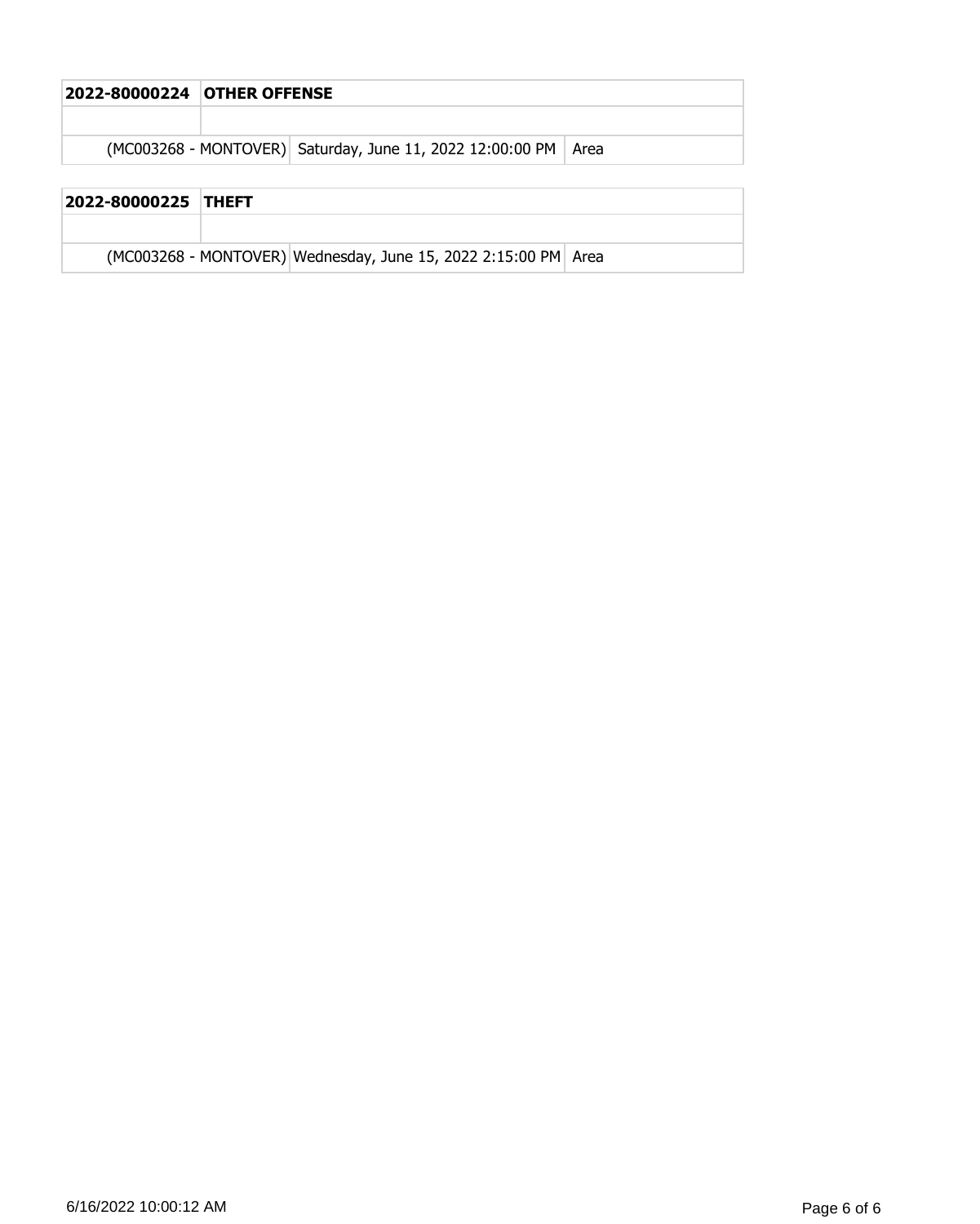| 2022-80000224 | OTHER OFFENSE | | |
|---|---|---|---|
| | | | |
| | (MC003268 - MONTOVER) | Saturday, June 11, 2022 12:00:00 PM | Area |

| 2022-80000225 | THEFT | | |
|---|---|---|---|
| | | | |
| | (MC003268 - MONTOVER) | Wednesday, June 15, 2022 2:15:00 PM | Area |

6/16/2022 10:00:12 AM